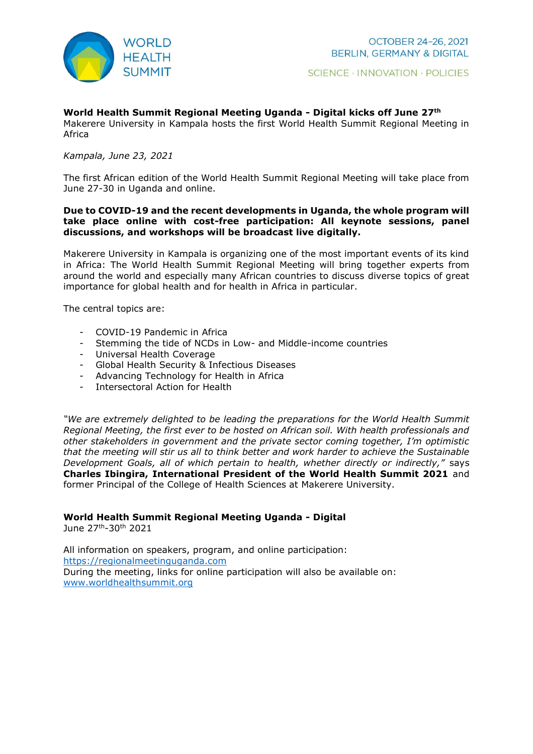WORLD HEALTH SUMMIT

OCTOBER 24–26, 2021
BERLIN, GERMANY & DIGITAL

SCIENCE · INNOVATION · POLICIES

**World Health Summit Regional Meeting Uganda - Digital kicks off June 27th**
Makerere University in Kampala hosts the first World Health Summit Regional Meeting in Africa

*Kampala, June 23, 2021*

The first African edition of the World Health Summit Regional Meeting will take place from June 27-30 in Uganda and online.

**Due to COVID-19 and the recent developments in Uganda, the whole program will take place online with cost-free participation: All keynote sessions, panel discussions, and workshops will be broadcast live digitally.**

Makerere University in Kampala is organizing one of the most important events of its kind in Africa: The World Health Summit Regional Meeting will bring together experts from around the world and especially many African countries to discuss diverse topics of great importance for global health and for health in Africa in particular.

The central topics are:

- COVID-19 Pandemic in Africa
- Stemming the tide of NCDs in Low- and Middle-income countries
- Universal Health Coverage
- Global Health Security & Infectious Diseases
- Advancing Technology for Health in Africa
- Intersectoral Action for Health

*"We are extremely delighted to be leading the preparations for the World Health Summit Regional Meeting, the first ever to be hosted on African soil. With health professionals and other stakeholders in government and the private sector coming together, I'm optimistic that the meeting will stir us all to think better and work harder to achieve the Sustainable Development Goals, all of which pertain to health, whether directly or indirectly,"* says **Charles Ibingira, International President of the World Health Summit 2021** and former Principal of the College of Health Sciences at Makerere University.

**World Health Summit Regional Meeting Uganda - Digital**
June 27th-30th 2021

All information on speakers, program, and online participation:
https://regionalmeetinguganda.com
During the meeting, links for online participation will also be available on:
www.worldhealthsummit.org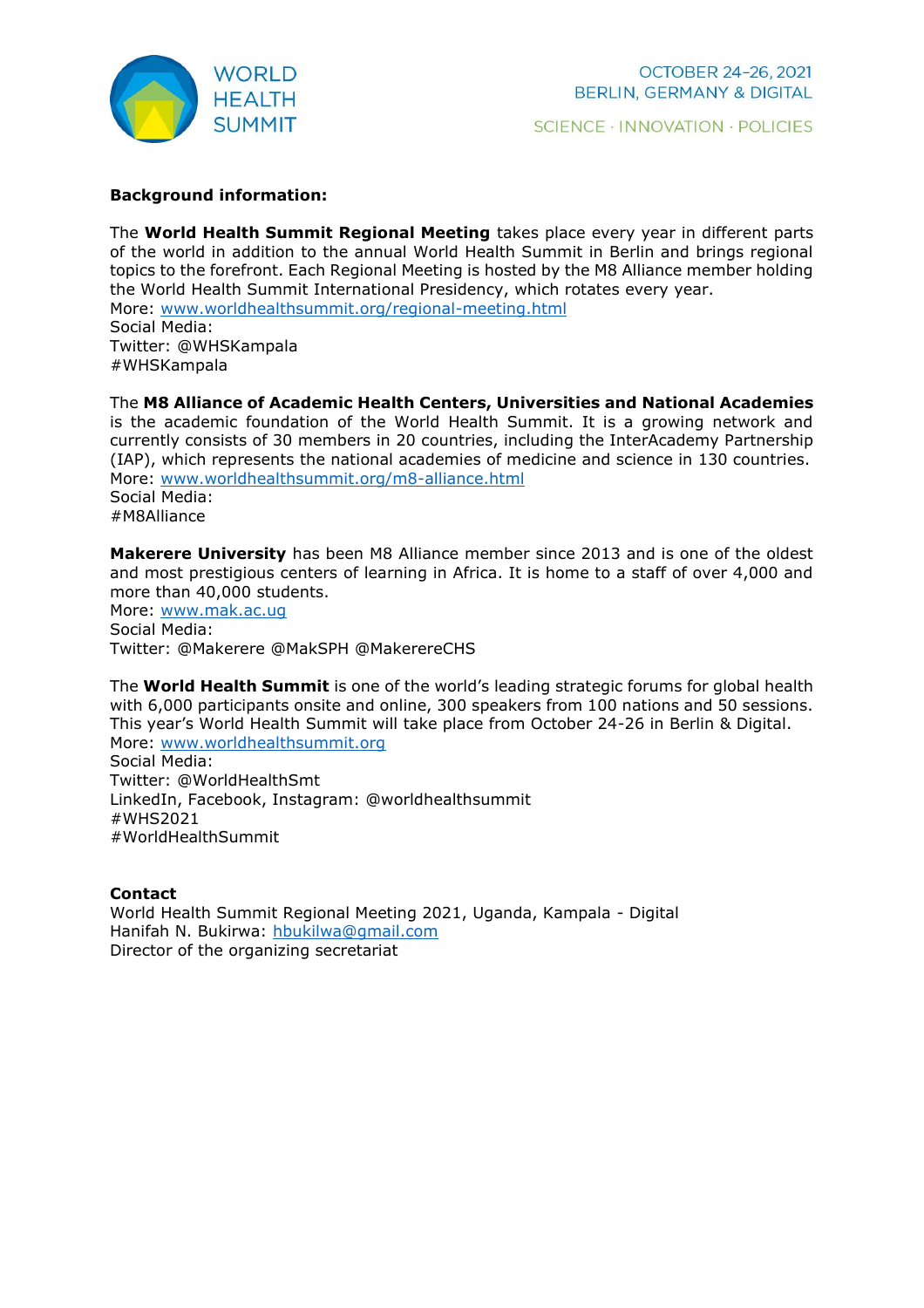**Background information:**

The **World Health Summit Regional Meeting** takes place every year in different parts of the world in addition to the annual World Health Summit in Berlin and brings regional topics to the forefront. Each Regional Meeting is hosted by the M8 Alliance member holding the World Health Summit International Presidency, which rotates every year.
More: [www.worldhealthsummit.org/regional-meeting.html](http://www.worldhealthsummit.org/regional-meeting.html)
Social Media:
Twitter: @WHSKampala
#WHSKampala

The **M8 Alliance of Academic Health Centers, Universities and National Academies** is the academic foundation of the World Health Summit. It is a growing network and currently consists of 30 members in 20 countries, including the InterAcademy Partnership (IAP), which represents the national academies of medicine and science in 130 countries.
More: [www.worldhealthsummit.org/m8-alliance.html](http://www.worldhealthsummit.org/m8-alliance.html)
Social Media:
#M8Alliance

**Makerere University** has been M8 Alliance member since 2013 and is one of the oldest and most prestigious centers of learning in Africa. It is home to a staff of over 4,000 and more than 40,000 students.
More: [www.mak.ac.ug](http://www.mak.ac.ug)
Social Media:
Twitter: @Makerere @MakSPH @MakerereCHS

The **World Health Summit** is one of the world's leading strategic forums for global health with 6,000 participants onsite and online, 300 speakers from 100 nations and 50 sessions. This year's World Health Summit will take place from October 24-26 in Berlin & Digital.
More: [www.worldhealthsummit.org](http://www.worldhealthsummit.org)
Social Media:
Twitter: @WorldHealthSmt
LinkedIn, Facebook, Instagram: @worldhealthsummit
#WHS2021
#WorldHealthSummit

**Contact**
World Health Summit Regional Meeting 2021, Uganda, Kampala - Digital
Hanifah N. Bukirwa: [hbukilwa@gmail.com](mailto:hbukilwa@gmail.com)
Director of the organizing secretariat